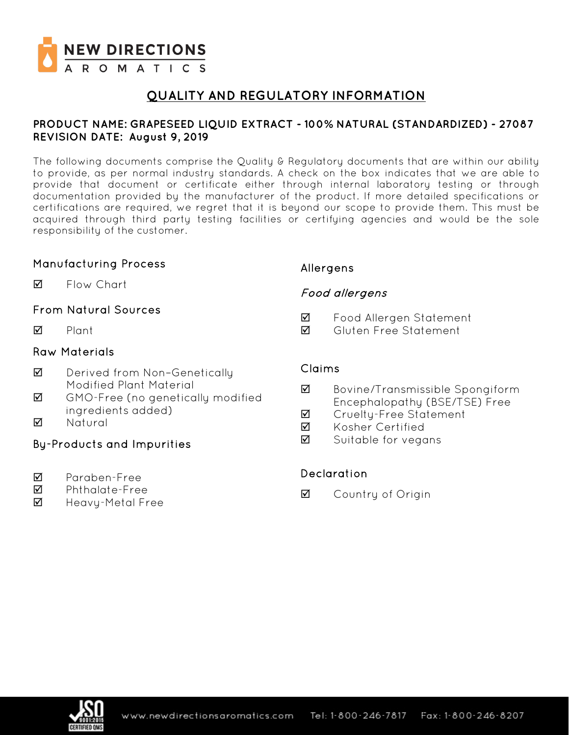# QUALITY AND REGULATORY INFORMATION

**PRODUCT NAME: GRAPESEED LIQUID EXTRACT - 100% NATURAL (STANDARDIZED) - 27087**
**REVISION DATE: August 9, 2019**

The following documents comprise the Quality & Regulatory documents that are within our ability to provide, as per normal industry standards. A check on the box indicates that we are able to provide that document or certificate either through internal laboratory testing or through documentation provided by the manufacturer of the product. If more detailed specifications or certifications are required, we regret that it is beyond our scope to provide them. This must be acquired through third party testing facilities or certifying agencies and would be the sole responsibility of the customer.

## Manufacturing Process

- ☑ Flow Chart

## From Natural Sources

- ☑ Plant

## Raw Materials

- ☑ Derived from Non-Genetically Modified Plant Material
- ☑ GMO-Free (no genetically modified ingredients added)
- ☑ Natural

## By-Products and Impurities

- ☑ Paraben-Free
- ☑ Phthalate-Free
- ☑ Heavy-Metal Free

## Allergens

### *Food allergens*

- ☑ Food Allergen Statement
- ☑ Gluten Free Statement

## Claims

- ☑ Bovine/Transmissible Spongiform Encephalopathy (BSE/TSE) Free
- ☑ Cruelty-Free Statement
- ☑ Kosher Certified
- ☑ Suitable for vegans

## Declaration

- ☑ Country of Origin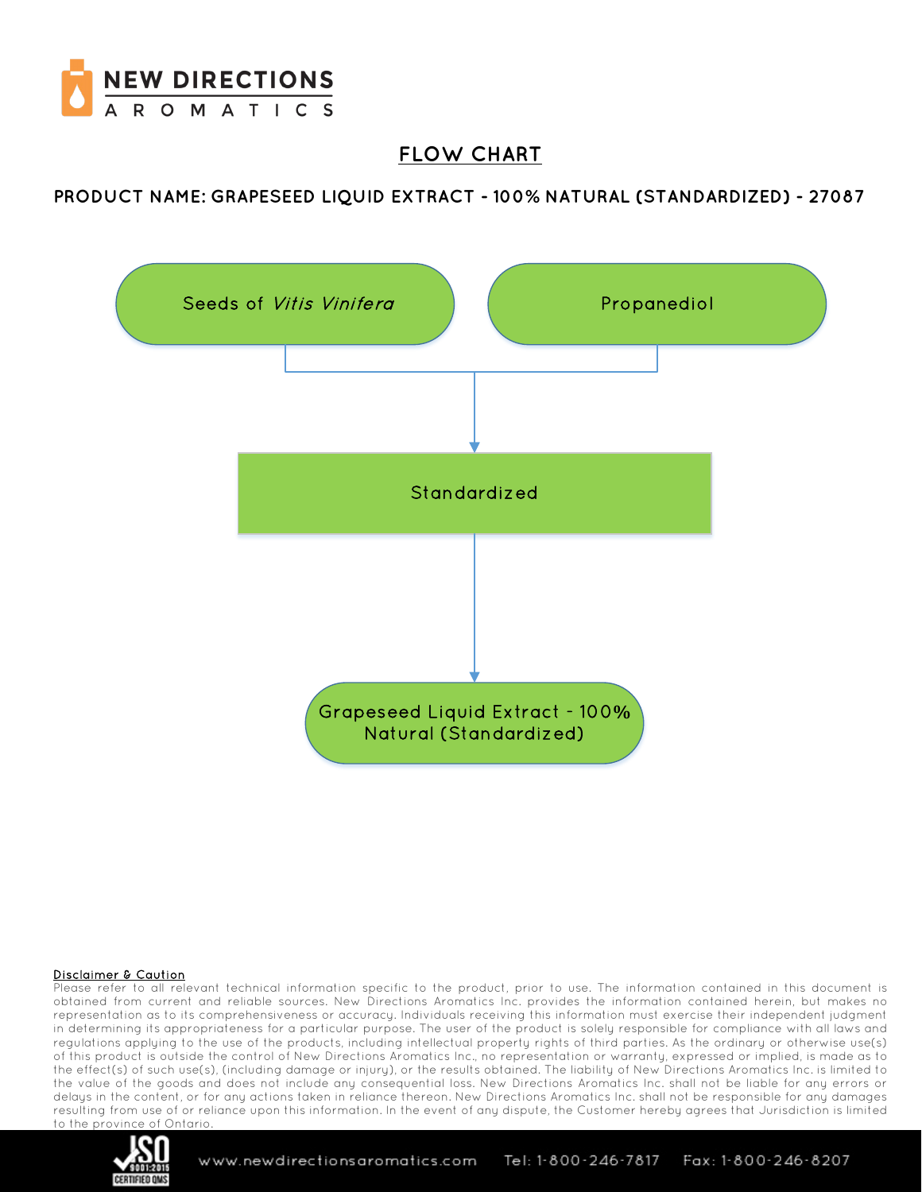# FLOW CHART

**PRODUCT NAME: GRAPESEED LIQUID EXTRACT - 100% NATURAL (STANDARDIZED) - 27087**

Seeds of *Vitis Vinifera*

Propanediol

Standardized

Grapeseed Liquid Extract - 100% Natural (Standardized)

**Disclaimer & Caution**

Please refer to all relevant technical information specific to the product, prior to use. The information contained in this document is obtained from current and reliable sources. New Directions Aromatics Inc. provides the information contained herein, but makes no representation as to its comprehensiveness or accuracy. Individuals receiving this information must exercise their independent judgment in determining its appropriateness for a particular purpose. The user of the product is solely responsible for compliance with all laws and regulations applying to the use of the products, including intellectual property rights of third parties. As the ordinary or otherwise use(s) of this product is outside the control of New Directions Aromatics Inc., no representation or warranty, expressed or implied, is made as to the effect(s) of such use(s), (including damage or injury), or the results obtained. The liability of New Directions Aromatics Inc. is limited to the value of the goods and does not include any consequential loss. New Directions Aromatics Inc. shall not be liable for any errors or delays in the content, or for any actions taken in reliance thereon. New Directions Aromatics Inc. shall not be responsible for any damages resulting from use of or reliance upon this information. In the event of any dispute, the Customer hereby agrees that Jurisdiction is limited to the province of Ontario.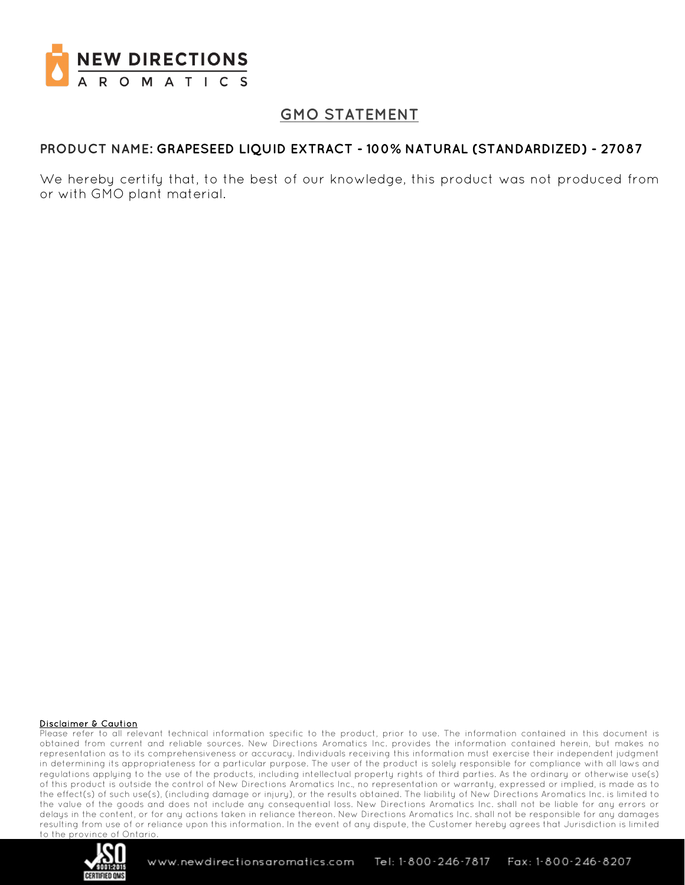# GMO STATEMENT

**PRODUCT NAME: GRAPESEED LIQUID EXTRACT - 100% NATURAL (STANDARDIZED) - 27087**

We hereby certify that, to the best of our knowledge, this product was not produced from or with GMO plant material.

**Disclaimer & Caution**

Please refer to all relevant technical information specific to the product, prior to use. The information contained in this document is obtained from current and reliable sources. New Directions Aromatics Inc. provides the information contained herein, but makes no representation as to its comprehensiveness or accuracy. Individuals receiving this information must exercise their independent judgment in determining its appropriateness for a particular purpose. The user of the product is solely responsible for compliance with all laws and regulations applying to the use of the products, including intellectual property rights of third parties. As the ordinary or otherwise use(s) of this product is outside the control of New Directions Aromatics Inc., no representation or warranty, expressed or implied, is made as to the effect(s) of such use(s), (including damage or injury), or the results obtained. The liability of New Directions Aromatics Inc. is limited to the value of the goods and does not include any consequential loss. New Directions Aromatics Inc. shall not be liable for any errors or delays in the content, or for any actions taken in reliance thereon. New Directions Aromatics Inc. shall not be responsible for any damages resulting from use of or reliance upon this information. In the event of any dispute, the Customer hereby agrees that Jurisdiction is limited to the province of Ontario.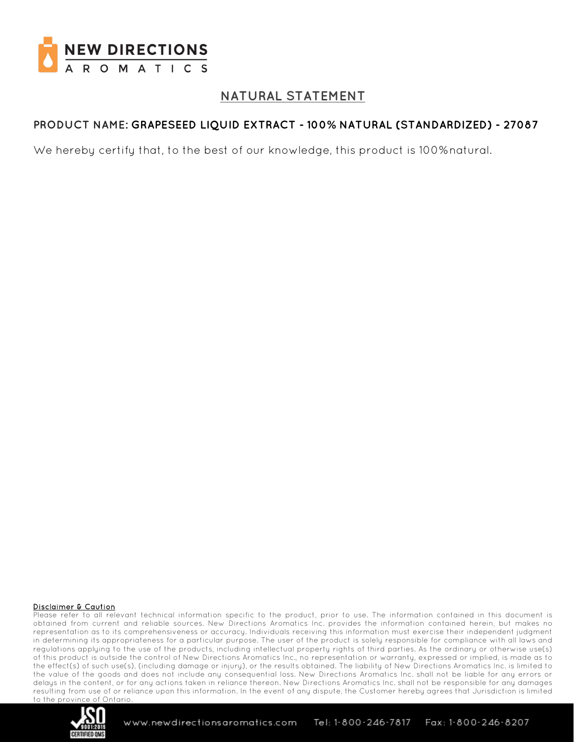# NATURAL STATEMENT

**PRODUCT NAME: GRAPESEED LIQUID EXTRACT - 100% NATURAL (STANDARDIZED) - 27087**

We hereby certify that, to the best of our knowledge, this product is 100% natural.

**Disclaimer & Caution**

Please refer to all relevant technical information specific to the product, prior to use. The information contained in this document is obtained from current and reliable sources. New Directions Aromatics Inc. provides the information contained herein, but makes no representation as to its comprehensiveness or accuracy. Individuals receiving this information must exercise their independent judgment in determining its appropriateness for a particular purpose. The user of the product is solely responsible for compliance with all laws and regulations applying to the use of the products, including intellectual property rights of third parties. As the ordinary or otherwise use(s) of this product is outside the control of New Directions Aromatics Inc., no representation or warranty, expressed or implied, is made as to the effect(s) of such use(s), (including damage or injury), or the results obtained. The liability of New Directions Aromatics Inc. is limited to the value of the goods and does not include any consequential loss. New Directions Aromatics Inc. shall not be liable for any errors or delays in the content, or for any actions taken in reliance thereon. New Directions Aromatics Inc. shall not be responsible for any damages resulting from use of or reliance upon this information. In the event of any dispute, the Customer hereby agrees that Jurisdiction is limited to the province of Ontario.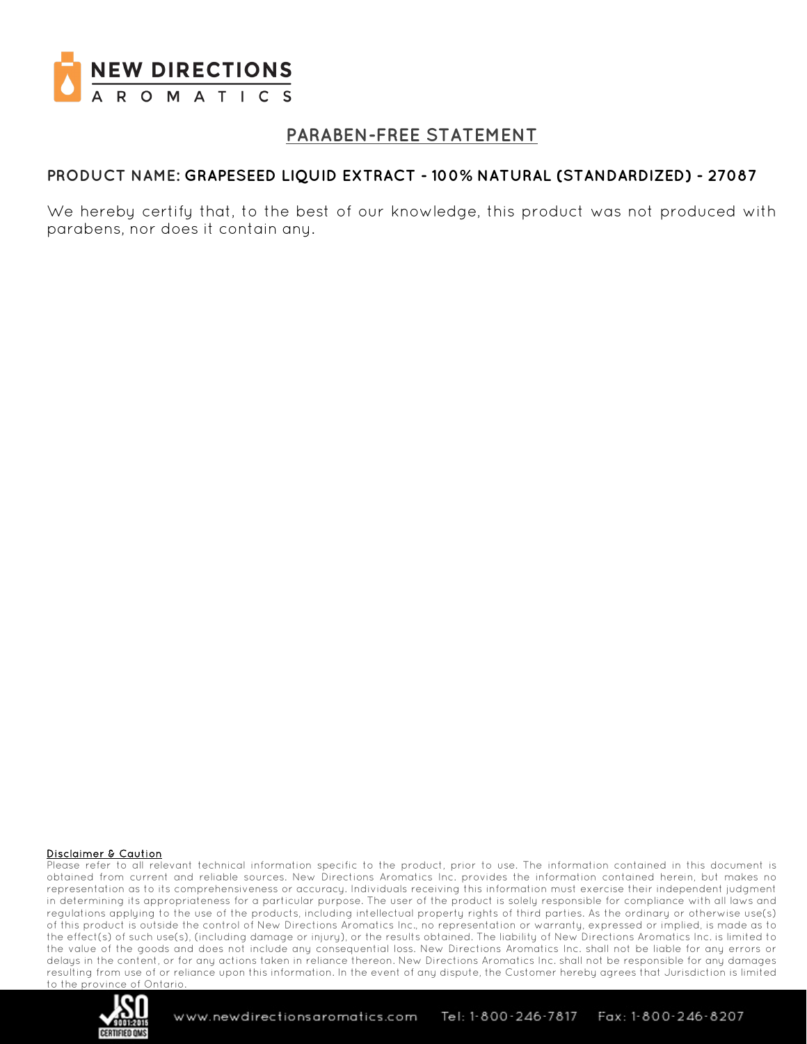# PARABEN-FREE STATEMENT

**PRODUCT NAME: GRAPESEED LIQUID EXTRACT - 100% NATURAL (STANDARDIZED) - 27087**

We hereby certify that, to the best of our knowledge, this product was not produced with parabens, nor does it contain any.

**Disclaimer & Caution**

Please refer to all relevant technical information specific to the product, prior to use. The information contained in this document is obtained from current and reliable sources. New Directions Aromatics Inc. provides the information contained herein, but makes no representation as to its comprehensiveness or accuracy. Individuals receiving this information must exercise their independent judgment in determining its appropriateness for a particular purpose. The user of the product is solely responsible for compliance with all laws and regulations applying to the use of the products, including intellectual property rights of third parties. As the ordinary or otherwise use(s) of this product is outside the control of New Directions Aromatics Inc., no representation or warranty, expressed or implied, is made as to the effect(s) of such use(s), (including damage or injury), or the results obtained. The liability of New Directions Aromatics Inc. is limited to the value of the goods and does not include any consequential loss. New Directions Aromatics Inc. shall not be liable for any errors or delays in the content, or for any actions taken in reliance thereon. New Directions Aromatics Inc. shall not be responsible for any damages resulting from use of or reliance upon this information. In the event of any dispute, the Customer hereby agrees that Jurisdiction is limited to the province of Ontario.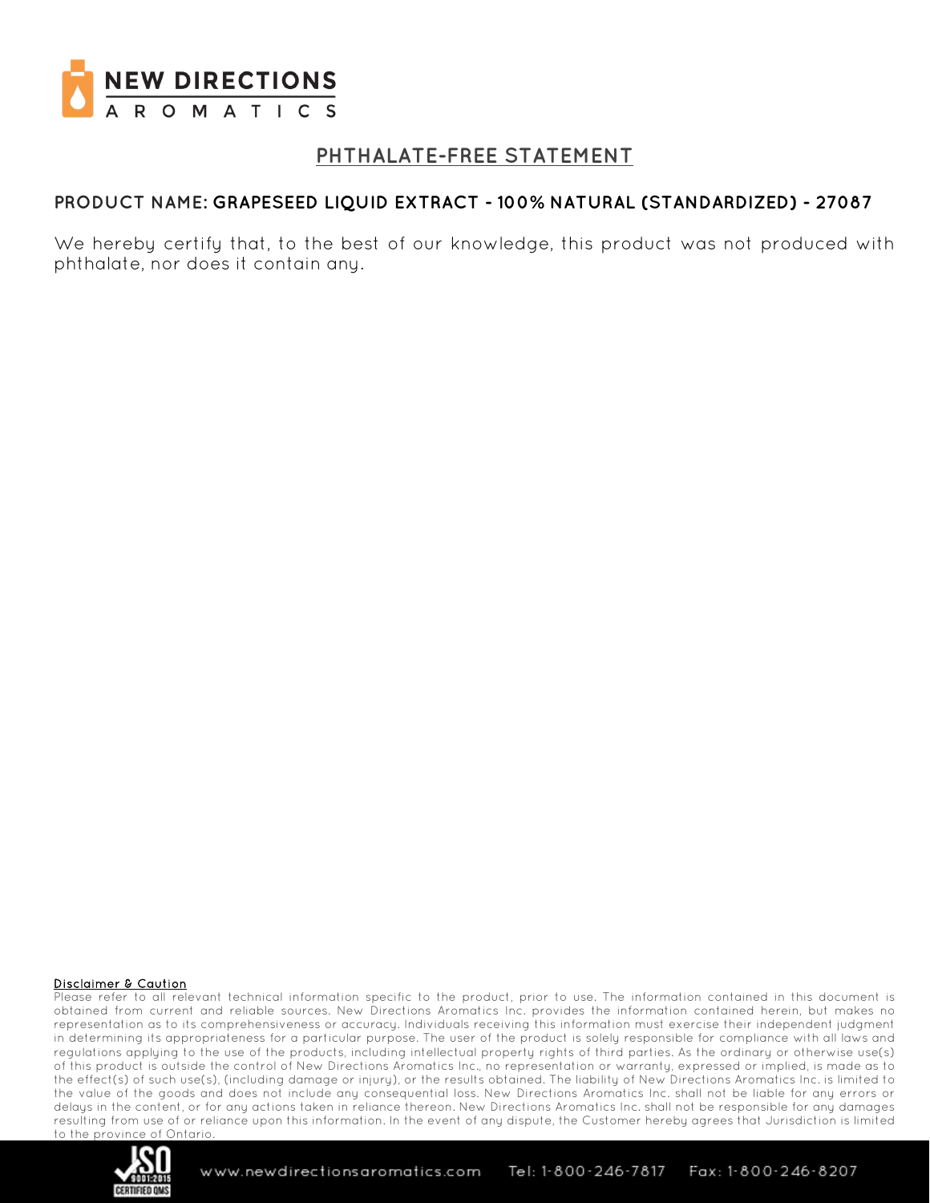NEW DIRECTIONS AROMATICS

# PHTHALATE-FREE STATEMENT

**PRODUCT NAME: GRAPESEED LIQUID EXTRACT - 100% NATURAL (STANDARDIZED) - 27087**

We hereby certify that, to the best of our knowledge, this product was not produced with phthalate, nor does it contain any.

**Disclaimer & Caution**

Please refer to all relevant technical information specific to the product, prior to use. The information contained in this document is obtained from current and reliable sources. New Directions Aromatics Inc. provides the information contained herein, but makes no representation as to its comprehensiveness or accuracy. Individuals receiving this information must exercise their independent judgment in determining its appropriateness for a particular purpose. The user of the product is solely responsible for compliance with all laws and regulations applying to the use of the products, including intellectual property rights of third parties. As the ordinary or otherwise use(s) of this product is outside the control of New Directions Aromatics Inc., no representation or warranty, expressed or implied, is made as to the effect(s) of such use(s), (including damage or injury), or the results obtained. The liability of New Directions Aromatics Inc. is limited to the value of the goods and does not include any consequential loss. New Directions Aromatics Inc. shall not be liable for any errors or delays in the content, or for any actions taken in reliance thereon. New Directions Aromatics Inc. shall not be responsible for any damages resulting from use of or reliance upon this information. In the event of any dispute, the Customer hereby agrees that Jurisdiction is limited to the province of Ontario.

www.newdirectionsaromatics.com Tel: 1-800-246-7817 Fax: 1-800-246-8207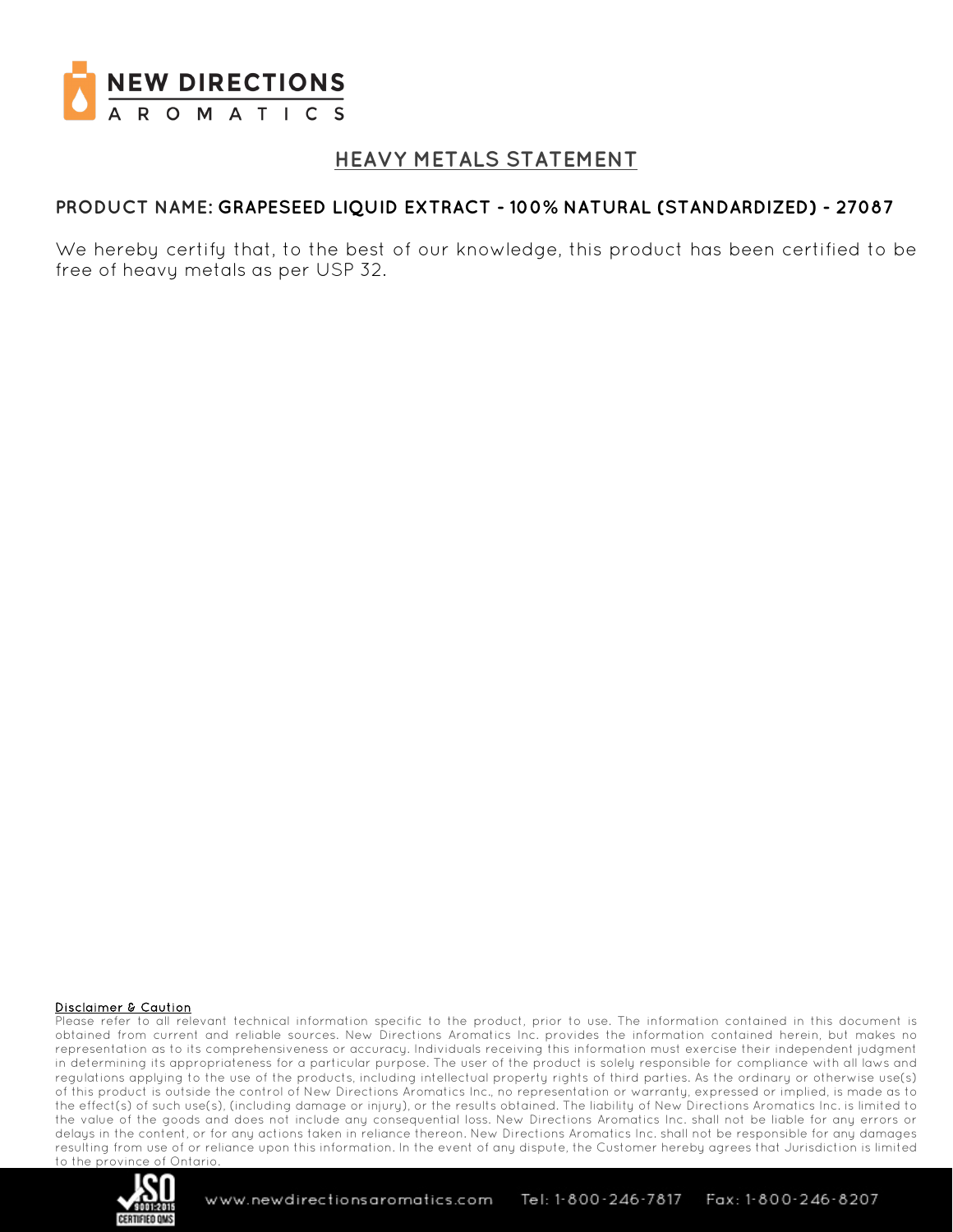NEW DIRECTIONS AROMATICS

# HEAVY METALS STATEMENT

**PRODUCT NAME: GRAPESEED LIQUID EXTRACT - 100% NATURAL (STANDARDIZED) - 27087**

We hereby certify that, to the best of our knowledge, this product has been certified to be free of heavy metals as per USP 32.

**Disclaimer & Caution**

Please refer to all relevant technical information specific to the product, prior to use. The information contained in this document is obtained from current and reliable sources. New Directions Aromatics Inc. provides the information contained herein, but makes no representation as to its comprehensiveness or accuracy. Individuals receiving this information must exercise their independent judgment in determining its appropriateness for a particular purpose. The user of the product is solely responsible for compliance with all laws and regulations applying to the use of the products, including intellectual property rights of third parties. As the ordinary or otherwise use(s) of this product is outside the control of New Directions Aromatics Inc., no representation or warranty, expressed or implied, is made as to the effect(s) of such use(s), (including damage or injury), or the results obtained. The liability of New Directions Aromatics Inc. is limited to the value of the goods and does not include any consequential loss. New Directions Aromatics Inc. shall not be liable for any errors or delays in the content, or for any actions taken in reliance thereon. New Directions Aromatics Inc. shall not be responsible for any damages resulting from use of or reliance upon this information. In the event of any dispute, the Customer hereby agrees that Jurisdiction is limited to the province of Ontario.

ISO 9001:2015 CERTIFIED QMS

www.newdirectionsaromatics.com Tel: 1-800-246-7817 Fax: 1-800-246-8207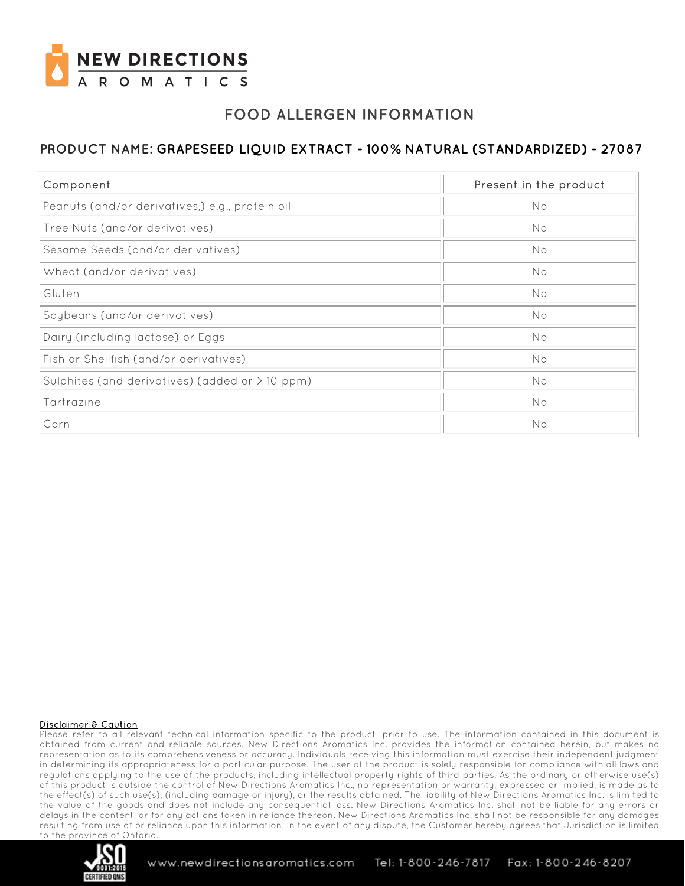NEW DIRECTIONS AROMATICS

# FOOD ALLERGEN INFORMATION

## PRODUCT NAME: GRAPESEED LIQUID EXTRACT - 100% NATURAL (STANDARDIZED) - 27087

| Component | Present in the product |
|---|---|
| Peanuts (and/or derivatives,) e.g., protein oil | No |
| Tree Nuts (and/or derivatives) | No |
| Sesame Seeds (and/or derivatives) | No |
| Wheat (and/or derivatives) | No |
| Gluten | No |
| Soybeans (and/or derivatives) | No |
| Dairy (including lactose) or Eggs | No |
| Fish or Shellfish (and/or derivatives) | No |
| Sulphites (and derivatives) (added or ≥ 10 ppm) | No |
| Tartrazine | No |
| Corn | No |

**Disclaimer & Caution**

Please refer to all relevant technical information specific to the product, prior to use. The information contained in this document is obtained from current and reliable sources. New Directions Aromatics Inc. provides the information contained herein, but makes no representation as to its comprehensiveness or accuracy. Individuals receiving this information must exercise their independent judgment in determining its appropriateness for a particular purpose. The user of the product is solely responsible for compliance with all laws and regulations applying to the use of the products, including intellectual property rights of third parties. As the ordinary or otherwise use(s) of this product is outside the control of New Directions Aromatics Inc., no representation or warranty, expressed or implied, is made as to the effect(s) of such use(s), (including damage or injury), or the results obtained. The liability of New Directions Aromatics Inc. is limited to the value of the goods and does not include any consequential loss. New Directions Aromatics Inc. shall not be liable for any errors or delays in the content, or for any actions taken in reliance thereon. New Directions Aromatics Inc. shall not be responsible for any damages resulting from use of or reliance upon this information. In the event of any dispute, the Customer hereby agrees that Jurisdiction is limited to the province of Ontario.

www.newdirectionsaromatics.com Tel: 1-800-246-7817 Fax: 1-800-246-8207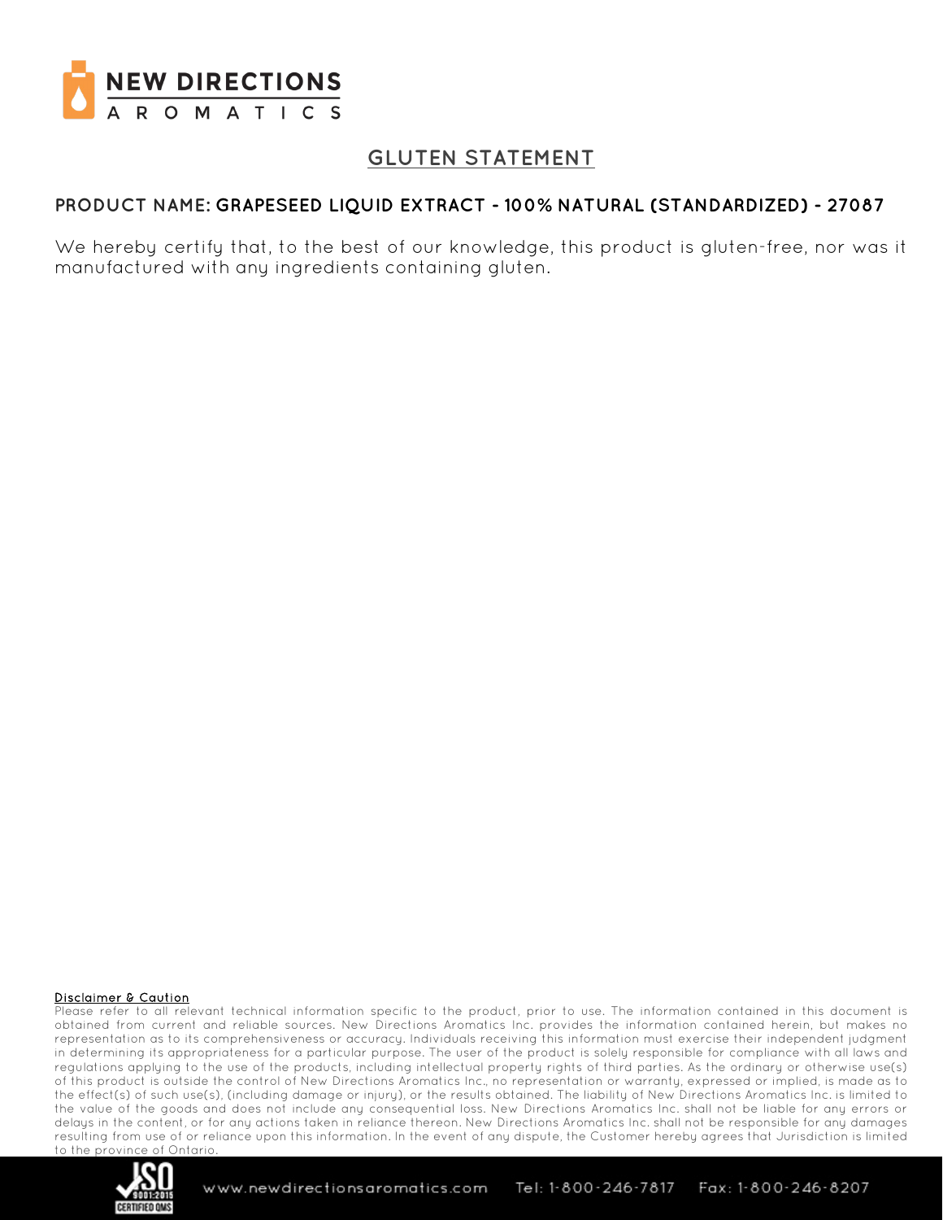# GLUTEN STATEMENT

**PRODUCT NAME: GRAPESEED LIQUID EXTRACT - 100% NATURAL (STANDARDIZED) - 27087**

We hereby certify that, to the best of our knowledge, this product is gluten-free, nor was it manufactured with any ingredients containing gluten.

**Disclaimer & Caution**

Please refer to all relevant technical information specific to the product, prior to use. The information contained in this document is obtained from current and reliable sources. New Directions Aromatics Inc. provides the information contained herein, but makes no representation as to its comprehensiveness or accuracy. Individuals receiving this information must exercise their independent judgment in determining its appropriateness for a particular purpose. The user of the product is solely responsible for compliance with all laws and regulations applying to the use of the products, including intellectual property rights of third parties. As the ordinary or otherwise use(s) of this product is outside the control of New Directions Aromatics Inc., no representation or warranty, expressed or implied, is made as to the effect(s) of such use(s), (including damage or injury), or the results obtained. The liability of New Directions Aromatics Inc. is limited to the value of the goods and does not include any consequential loss. New Directions Aromatics Inc. shall not be liable for any errors or delays in the content, or for any actions taken in reliance thereon. New Directions Aromatics Inc. shall not be responsible for any damages resulting from use of or reliance upon this information. In the event of any dispute, the Customer hereby agrees that Jurisdiction is limited to the province of Ontario.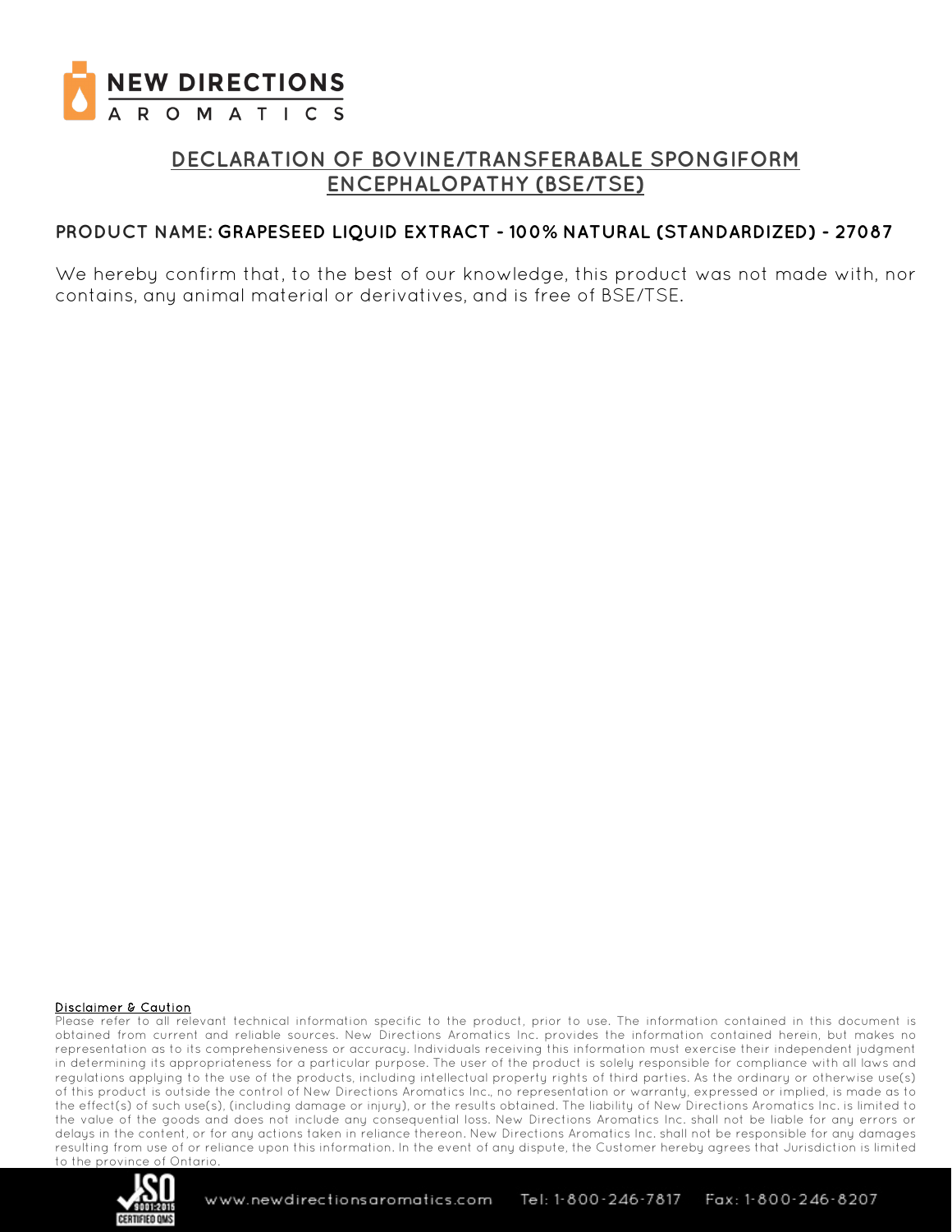# DECLARATION OF BOVINE/TRANSFERABALE SPONGIFORM ENCEPHALOPATHY (BSE/TSE)

**PRODUCT NAME: GRAPESEED LIQUID EXTRACT - 100% NATURAL (STANDARDIZED) - 27087**

We hereby confirm that, to the best of our knowledge, this product was not made with, nor contains, any animal material or derivatives, and is free of BSE/TSE.

**Disclaimer & Caution**

Please refer to all relevant technical information specific to the product, prior to use. The information contained in this document is obtained from current and reliable sources. New Directions Aromatics Inc. provides the information contained herein, but makes no representation as to its comprehensiveness or accuracy. Individuals receiving this information must exercise their independent judgment in determining its appropriateness for a particular purpose. The user of the product is solely responsible for compliance with all laws and regulations applying to the use of the products, including intellectual property rights of third parties. As the ordinary or otherwise use(s) of this product is outside the control of New Directions Aromatics Inc., no representation or warranty, expressed or implied, is made as to the effect(s) of such use(s), (including damage or injury), or the results obtained. The liability of New Directions Aromatics Inc. is limited to the value of the goods and does not include any consequential loss. New Directions Aromatics Inc. shall not be liable for any errors or delays in the content, or for any actions taken in reliance thereon. New Directions Aromatics Inc. shall not be responsible for any damages resulting from use of or reliance upon this information. In the event of any dispute, the Customer hereby agrees that Jurisdiction is limited to the province of Ontario.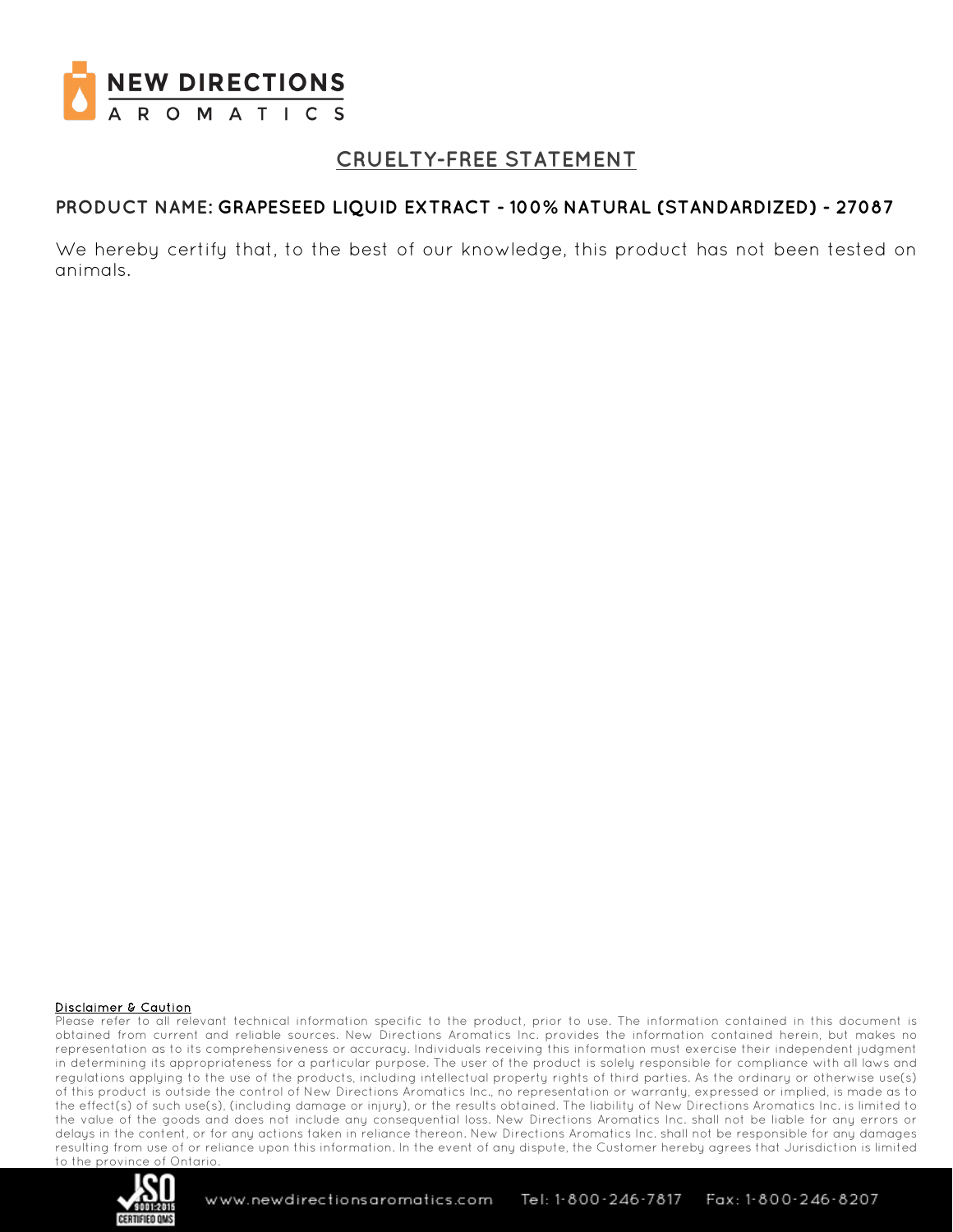NEW DIRECTIONS AROMATICS

# CRUELTY-FREE STATEMENT

**PRODUCT NAME: GRAPESEED LIQUID EXTRACT - 100% NATURAL (STANDARDIZED) - 27087**

We hereby certify that, to the best of our knowledge, this product has not been tested on animals.

**Disclaimer & Caution**

Please refer to all relevant technical information specific to the product, prior to use. The information contained in this document is obtained from current and reliable sources. New Directions Aromatics Inc. provides the information contained herein, but makes no representation as to its comprehensiveness or accuracy. Individuals receiving this information must exercise their independent judgment in determining its appropriateness for a particular purpose. The user of the product is solely responsible for compliance with all laws and regulations applying to the use of the products, including intellectual property rights of third parties. As the ordinary or otherwise use(s) of this product is outside the control of New Directions Aromatics Inc., no representation or warranty, expressed or implied, is made as to the effect(s) of such use(s), (including damage or injury), or the results obtained. The liability of New Directions Aromatics Inc. is limited to the value of the goods and does not include any consequential loss. New Directions Aromatics Inc. shall not be liable for any errors or delays in the content, or for any actions taken in reliance thereon. New Directions Aromatics Inc. shall not be responsible for any damages resulting from use of or reliance upon this information. In the event of any dispute, the Customer hereby agrees that Jurisdiction is limited to the province of Ontario.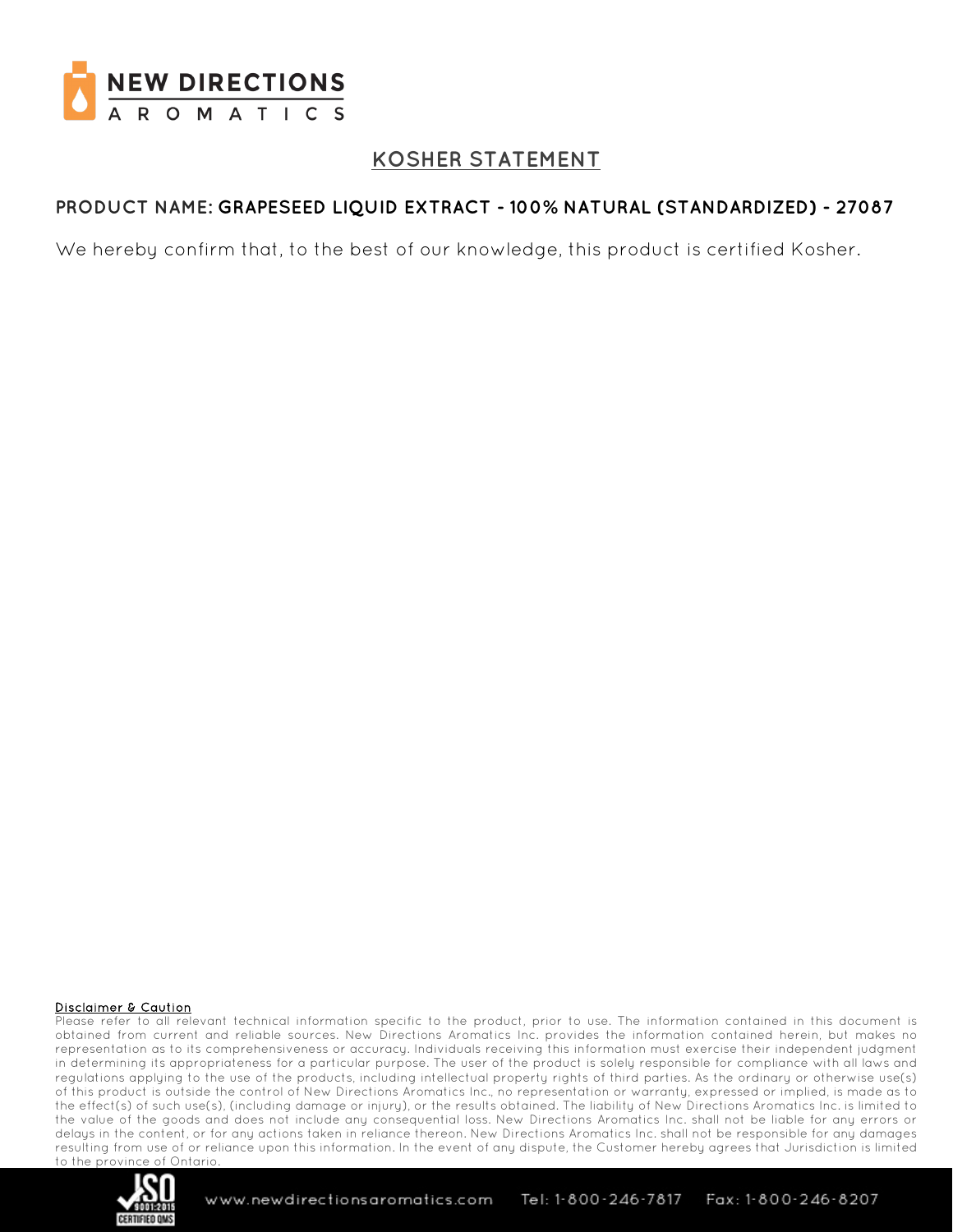# KOSHER STATEMENT

**PRODUCT NAME: GRAPESEED LIQUID EXTRACT - 100% NATURAL (STANDARDIZED) - 27087**

We hereby confirm that, to the best of our knowledge, this product is certified Kosher.

**Disclaimer & Caution**

Please refer to all relevant technical information specific to the product, prior to use. The information contained in this document is obtained from current and reliable sources. New Directions Aromatics Inc. provides the information contained herein, but makes no representation as to its comprehensiveness or accuracy. Individuals receiving this information must exercise their independent judgment in determining its appropriateness for a particular purpose. The user of the product is solely responsible for compliance with all laws and regulations applying to the use of the products, including intellectual property rights of third parties. As the ordinary or otherwise use(s) of this product is outside the control of New Directions Aromatics Inc., no representation or warranty, expressed or implied, is made as to the effect(s) of such use(s), (including damage or injury), or the results obtained. The liability of New Directions Aromatics Inc. is limited to the value of the goods and does not include any consequential loss. New Directions Aromatics Inc. shall not be liable for any errors or delays in the content, or for any actions taken in reliance thereon. New Directions Aromatics Inc. shall not be responsible for any damages resulting from use of or reliance upon this information. In the event of any dispute, the Customer hereby agrees that Jurisdiction is limited to the province of Ontario.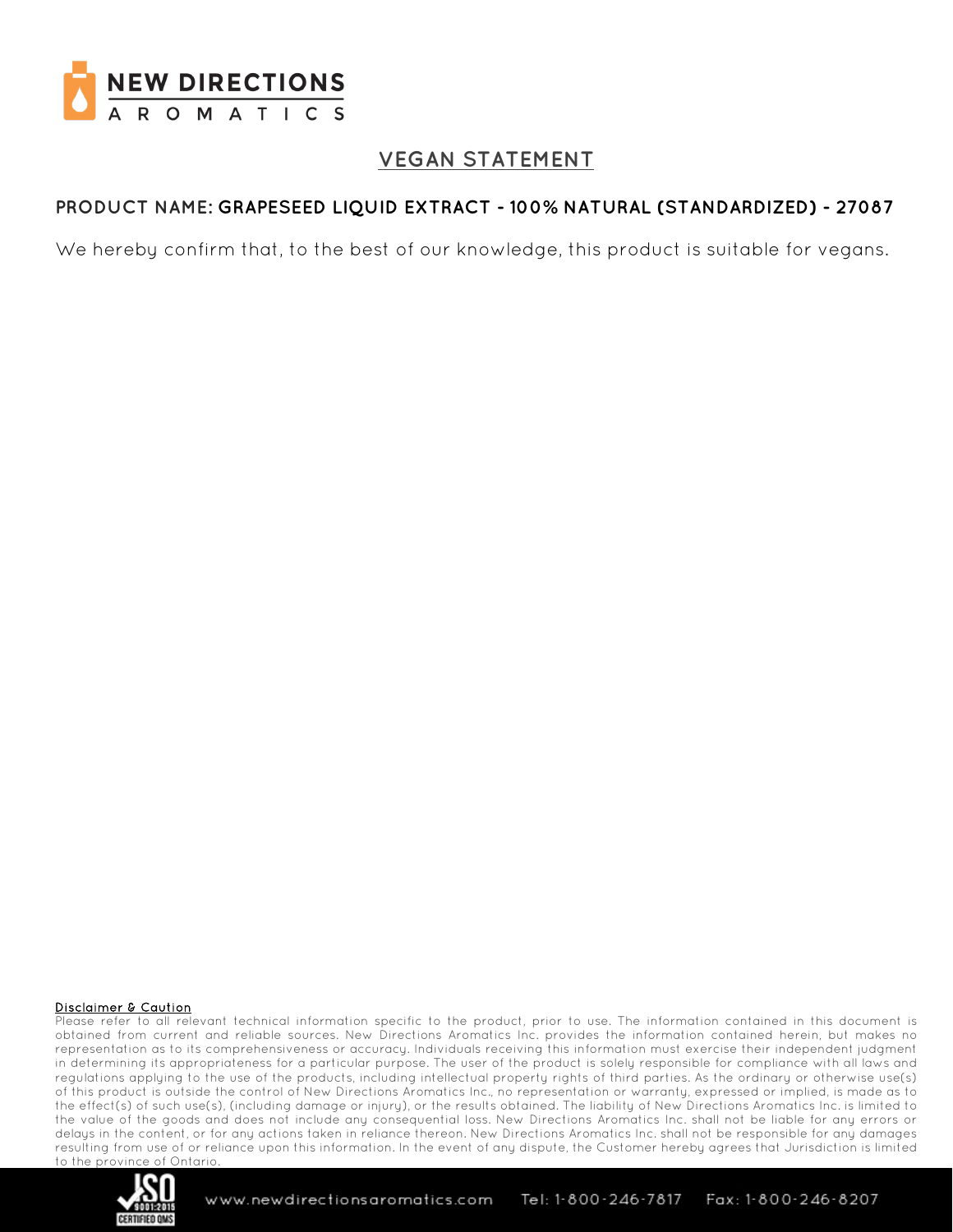# VEGAN STATEMENT

**PRODUCT NAME: GRAPESEED LIQUID EXTRACT - 100% NATURAL (STANDARDIZED) - 27087**

We hereby confirm that, to the best of our knowledge, this product is suitable for vegans.

**Disclaimer & Caution**

Please refer to all relevant technical information specific to the product, prior to use. The information contained in this document is obtained from current and reliable sources. New Directions Aromatics Inc. provides the information contained herein, but makes no representation as to its comprehensiveness or accuracy. Individuals receiving this information must exercise their independent judgment in determining its appropriateness for a particular purpose. The user of the product is solely responsible for compliance with all laws and regulations applying to the use of the products, including intellectual property rights of third parties. As the ordinary or otherwise use(s) of this product is outside the control of New Directions Aromatics Inc., no representation or warranty, expressed or implied, is made as to the effect(s) of such use(s), (including damage or injury), or the results obtained. The liability of New Directions Aromatics Inc. is limited to the value of the goods and does not include any consequential loss. New Directions Aromatics Inc. shall not be liable for any errors or delays in the content, or for any actions taken in reliance thereon. New Directions Aromatics Inc. shall not be responsible for any damages resulting from use of or reliance upon this information. In the event of any dispute, the Customer hereby agrees that Jurisdiction is limited to the province of Ontario.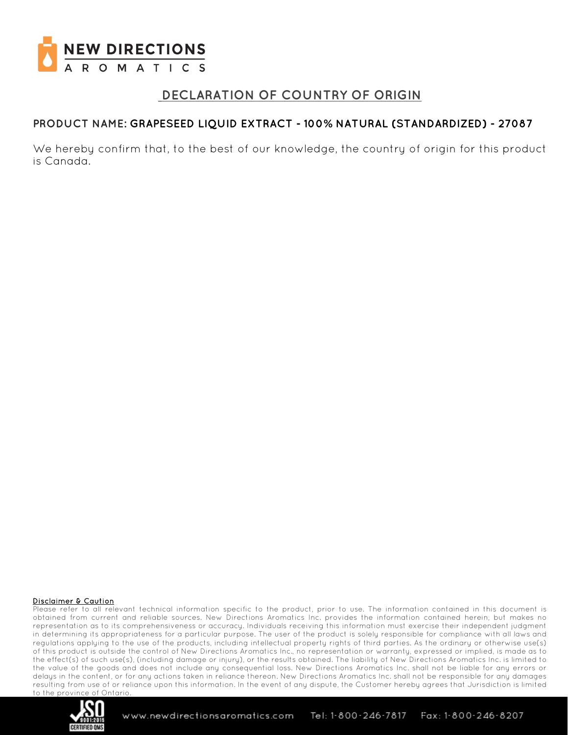NEW DIRECTIONS AROMATICS

# DECLARATION OF COUNTRY OF ORIGIN

**PRODUCT NAME: GRAPESEED LIQUID EXTRACT - 100% NATURAL (STANDARDIZED) - 27087**

We hereby confirm that, to the best of our knowledge, the country of origin for this product is Canada.

**Disclaimer & Caution**

Please refer to all relevant technical information specific to the product, prior to use. The information contained in this document is obtained from current and reliable sources. New Directions Aromatics Inc. provides the information contained herein, but makes no representation as to its comprehensiveness or accuracy. Individuals receiving this information must exercise their independent judgment in determining its appropriateness for a particular purpose. The user of the product is solely responsible for compliance with all laws and regulations applying to the use of the products, including intellectual property rights of third parties. As the ordinary or otherwise use(s) of this product is outside the control of New Directions Aromatics Inc., no representation or warranty, expressed or implied, is made as to the effect(s) of such use(s), (including damage or injury), or the results obtained. The liability of New Directions Aromatics Inc. is limited to the value of the goods and does not include any consequential loss. New Directions Aromatics Inc. shall not be liable for any errors or delays in the content, or for any actions taken in reliance thereon. New Directions Aromatics Inc. shall not be responsible for any damages resulting from use of or reliance upon this information. In the event of any dispute, the Customer hereby agrees that Jurisdiction is limited to the province of Ontario.

ISO 9001:2015 CERTIFIED QMS

www.newdirectionsaromatics.com Tel: 1-800-246-7817 Fax: 1-800-246-8207